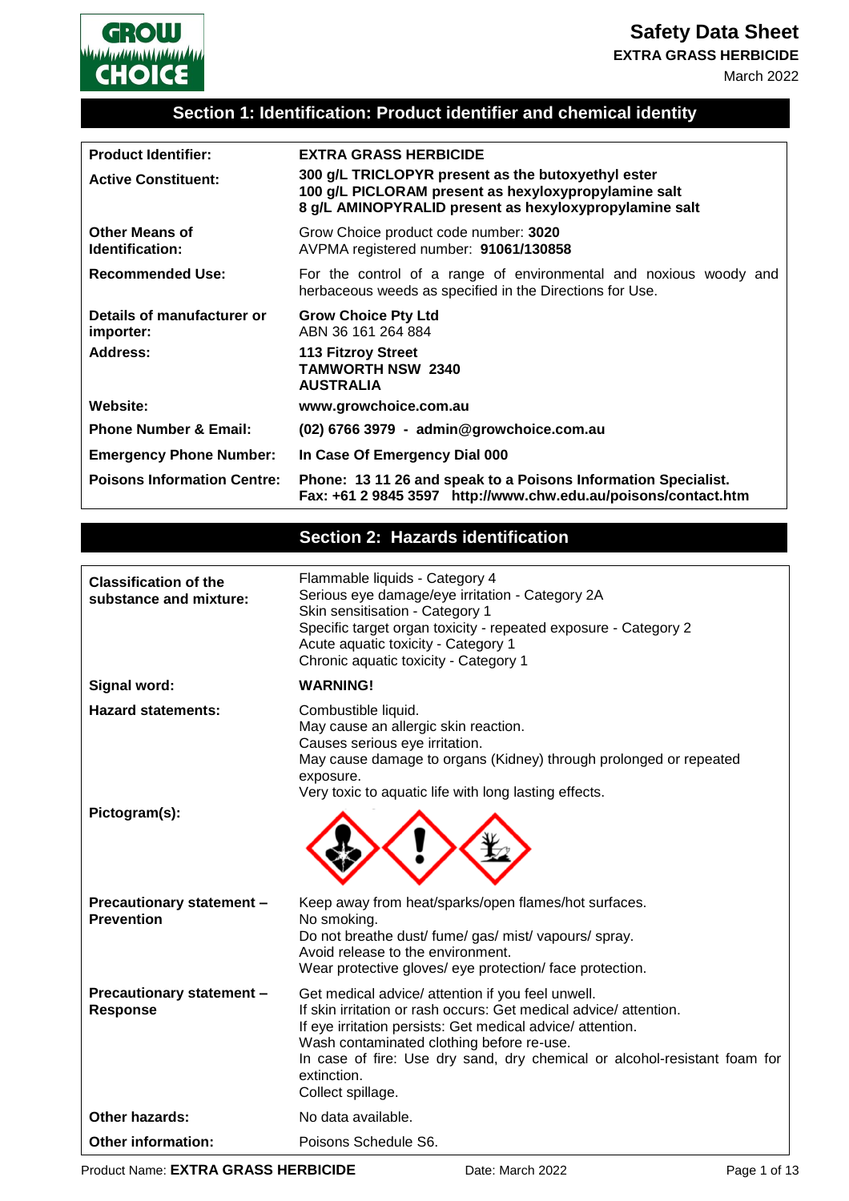# Safety Data Sheet

**EXTRA GRASS HERBICIDE**

March 2022

## Section 1: Identification: Product identifier and chemical identity

| | |
|---|---|
| **Product Identifier:** | **EXTRA GRASS HERBICIDE** |
| **Active Constituent:** | **300 g/L TRICLOPYR present as the butoxyethyl ester**<br>**100 g/L PICLORAM present as hexyloxypropylamine salt**<br>**8 g/L AMINOPYRALID present as hexyloxypropylamine salt** |
| **Other Means of Identification:** | Grow Choice product code number: **3020**<br>AVPMA registered number: **91061/130858** |
| **Recommended Use:** | For the control of a range of environmental and noxious woody and herbaceous weeds as specified in the Directions for Use. |
| **Details of manufacturer or importer:** | **Grow Choice Pty Ltd**<br>ABN 36 161 264 884 |
| **Address:** | **113 Fitzroy Street**<br>**TAMWORTH NSW 2340**<br>**AUSTRALIA** |
| **Website:** | **www.growchoice.com.au** |
| **Phone Number & Email:** | **(02) 6766 3979 - admin@growchoice.com.au** |
| **Emergency Phone Number:** | **In Case Of Emergency Dial 000** |
| **Poisons Information Centre:** | **Phone: 13 11 26 and speak to a Poisons Information Specialist.**<br>**Fax: +61 2 9845 3597 http://www.chw.edu.au/poisons/contact.htm** |

## Section 2: Hazards identification

| | |
|---|---|
| **Classification of the substance and mixture:** | Flammable liquids - Category 4<br>Serious eye damage/eye irritation - Category 2A<br>Skin sensitisation - Category 1<br>Specific target organ toxicity - repeated exposure - Category 2<br>Acute aquatic toxicity - Category 1<br>Chronic aquatic toxicity - Category 1 |
| **Signal word:** | **WARNING!** |
| **Hazard statements:** | Combustible liquid.<br>May cause an allergic skin reaction.<br>Causes serious eye irritation.<br>May cause damage to organs (Kidney) through prolonged or repeated exposure.<br>Very toxic to aquatic life with long lasting effects. |
| **Pictogram(s):** | |
| **Precautionary statement – Prevention** | Keep away from heat/sparks/open flames/hot surfaces.<br>No smoking.<br>Do not breathe dust/ fume/ gas/ mist/ vapours/ spray.<br>Avoid release to the environment.<br>Wear protective gloves/ eye protection/ face protection. |
| **Precautionary statement – Response** | Get medical advice/ attention if you feel unwell.<br>If skin irritation or rash occurs: Get medical advice/ attention.<br>If eye irritation persists: Get medical advice/ attention.<br>Wash contaminated clothing before re-use.<br>In case of fire: Use dry sand, dry chemical or alcohol-resistant foam for extinction.<br>Collect spillage. |
| **Other hazards:** | No data available. |
| **Other information:** | Poisons Schedule S6. |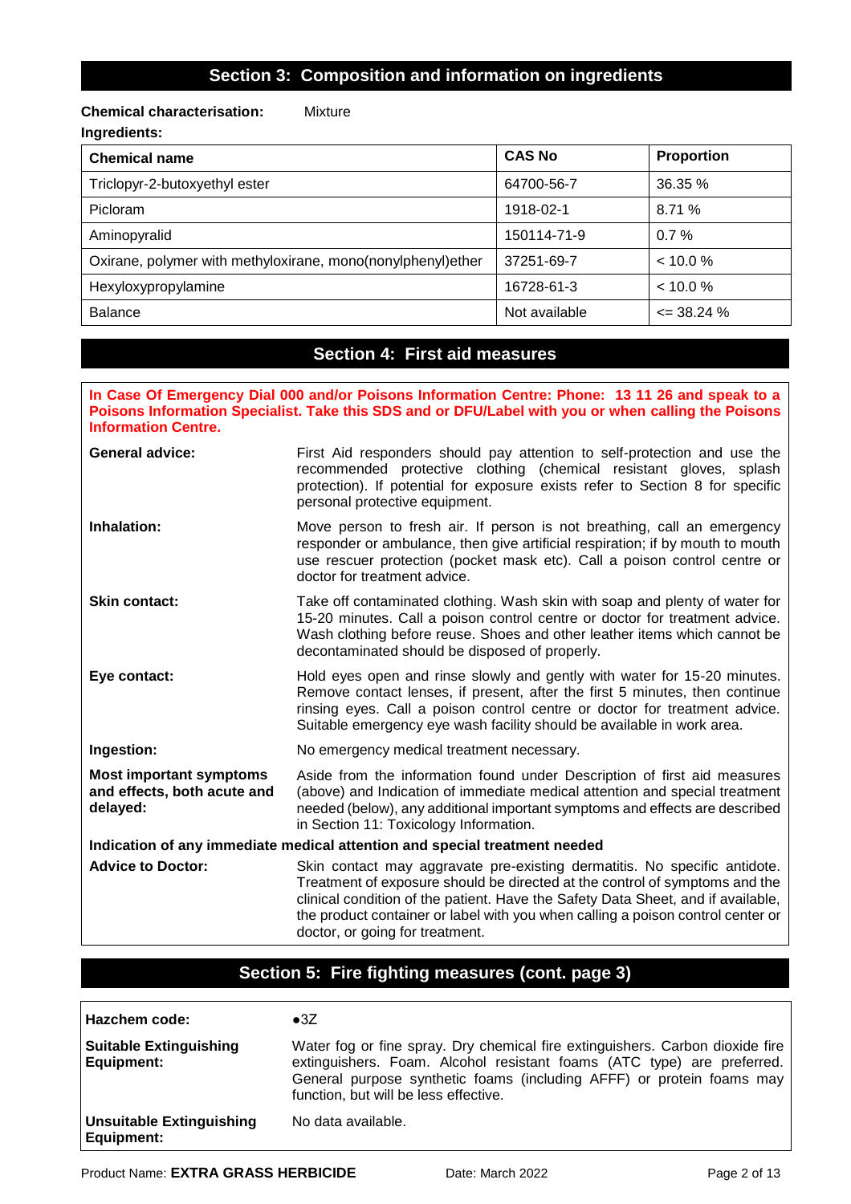## Section 3: Composition and information on ingredients

**Chemical characterisation:** Mixture

**Ingredients:**

| Chemical name | CAS No | Proportion |
|---|---|---|
| Triclopyr-2-butoxyethyl ester | 64700-56-7 | 36.35 % |
| Picloram | 1918-02-1 | 8.71 % |
| Aminopyralid | 150114-71-9 | 0.7 % |
| Oxirane, polymer with methyloxirane, mono(nonylphenyl)ether | 37251-69-7 | < 10.0 % |
| Hexyloxypropylamine | 16728-61-3 | < 10.0 % |
| Balance | Not available | <= 38.24 % |

## Section 4: First aid measures

**In Case Of Emergency Dial 000 and/or Poisons Information Centre: Phone: 13 11 26 and speak to a Poisons Information Specialist. Take this SDS and or DFU/Label with you or when calling the Poisons Information Centre.**

**General advice:** First Aid responders should pay attention to self-protection and use the recommended protective clothing (chemical resistant gloves, splash protection). If potential for exposure exists refer to Section 8 for specific personal protective equipment.

**Inhalation:** Move person to fresh air. If person is not breathing, call an emergency responder or ambulance, then give artificial respiration; if by mouth to mouth use rescuer protection (pocket mask etc). Call a poison control centre or doctor for treatment advice.

**Skin contact:** Take off contaminated clothing. Wash skin with soap and plenty of water for 15-20 minutes. Call a poison control centre or doctor for treatment advice. Wash clothing before reuse. Shoes and other leather items which cannot be decontaminated should be disposed of properly.

**Eye contact:** Hold eyes open and rinse slowly and gently with water for 15-20 minutes. Remove contact lenses, if present, after the first 5 minutes, then continue rinsing eyes. Call a poison control centre or doctor for treatment advice. Suitable emergency eye wash facility should be available in work area.

**Ingestion:** No emergency medical treatment necessary.

**Most important symptoms and effects, both acute and delayed:** Aside from the information found under Description of first aid measures (above) and Indication of immediate medical attention and special treatment needed (below), any additional important symptoms and effects are described in Section 11: Toxicology Information.

**Indication of any immediate medical attention and special treatment needed**

**Advice to Doctor:** Skin contact may aggravate pre-existing dermatitis. No specific antidote. Treatment of exposure should be directed at the control of symptoms and the clinical condition of the patient. Have the Safety Data Sheet, and if available, the product container or label with you when calling a poison control center or doctor, or going for treatment.

## Section 5: Fire fighting measures (cont. page 3)

**Hazchem code:** ●3Z

**Suitable Extinguishing Equipment:** Water fog or fine spray. Dry chemical fire extinguishers. Carbon dioxide fire extinguishers. Foam. Alcohol resistant foams (ATC type) are preferred. General purpose synthetic foams (including AFFF) or protein foams may function, but will be less effective.

**Unsuitable Extinguishing Equipment:** No data available.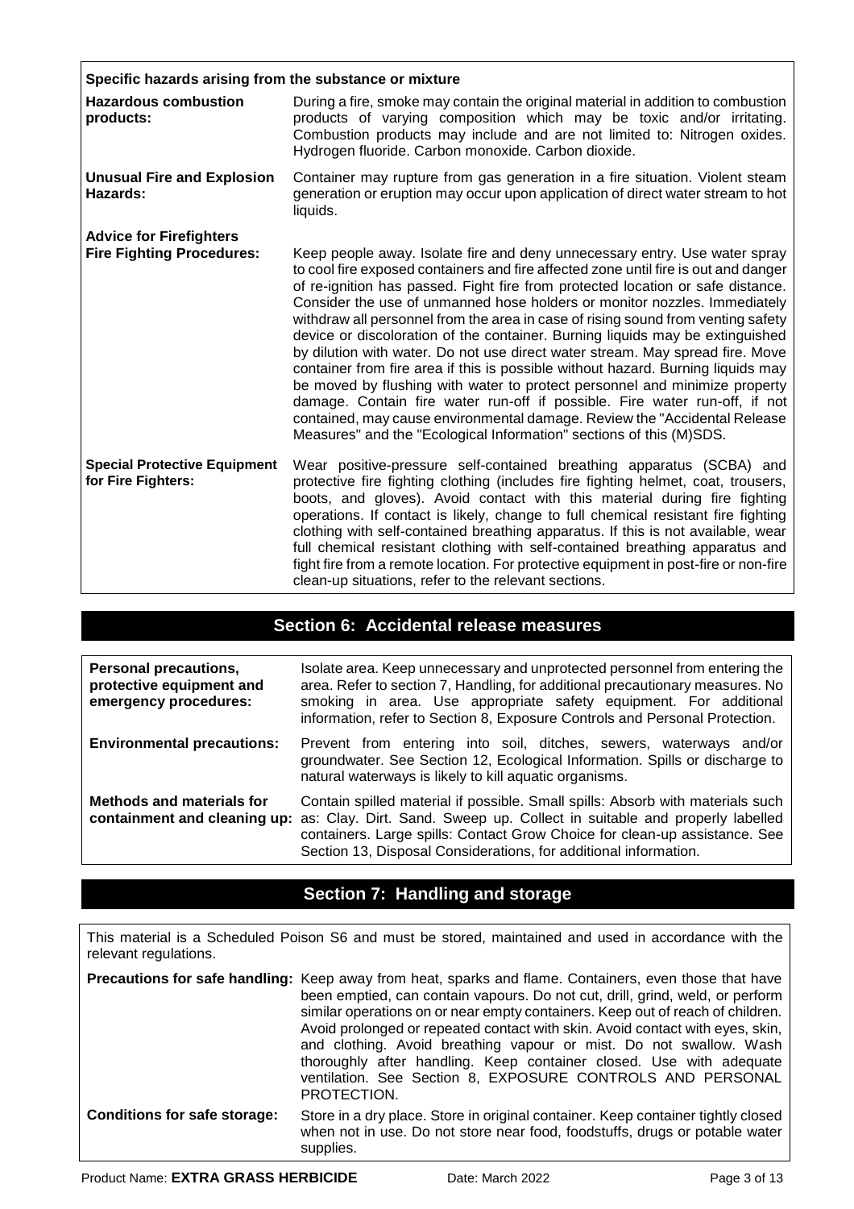**Specific hazards arising from the substance or mixture**

| | |
|---|---|
| **Hazardous combustion products:** | During a fire, smoke may contain the original material in addition to combustion products of varying composition which may be toxic and/or irritating. Combustion products may include and are not limited to: Nitrogen oxides. Hydrogen fluoride. Carbon monoxide. Carbon dioxide. |
| **Unusual Fire and Explosion Hazards:** | Container may rupture from gas generation in a fire situation. Violent steam generation or eruption may occur upon application of direct water stream to hot liquids. |
| **Advice for Firefighters Fire Fighting Procedures:** | Keep people away. Isolate fire and deny unnecessary entry. Use water spray to cool fire exposed containers and fire affected zone until fire is out and danger of re-ignition has passed. Fight fire from protected location or safe distance. Consider the use of unmanned hose holders or monitor nozzles. Immediately withdraw all personnel from the area in case of rising sound from venting safety device or discoloration of the container. Burning liquids may be extinguished by dilution with water. Do not use direct water stream. May spread fire. Move container from fire area if this is possible without hazard. Burning liquids may be moved by flushing with water to protect personnel and minimize property damage. Contain fire water run-off if possible. Fire water run-off, if not contained, may cause environmental damage. Review the "Accidental Release Measures" and the "Ecological Information" sections of this (M)SDS. |
| **Special Protective Equipment for Fire Fighters:** | Wear positive-pressure self-contained breathing apparatus (SCBA) and protective fire fighting clothing (includes fire fighting helmet, coat, trousers, boots, and gloves). Avoid contact with this material during fire fighting operations. If contact is likely, change to full chemical resistant fire fighting clothing with self-contained breathing apparatus. If this is not available, wear full chemical resistant clothing with self-contained breathing apparatus and fight fire from a remote location. For protective equipment in post-fire or non-fire clean-up situations, refer to the relevant sections. |

## Section 6: Accidental release measures

| | |
|---|---|
| **Personal precautions, protective equipment and emergency procedures:** | Isolate area. Keep unnecessary and unprotected personnel from entering the area. Refer to section 7, Handling, for additional precautionary measures. No smoking in area. Use appropriate safety equipment. For additional information, refer to Section 8, Exposure Controls and Personal Protection. |
| **Environmental precautions:** | Prevent from entering into soil, ditches, sewers, waterways and/or groundwater. See Section 12, Ecological Information. Spills or discharge to natural waterways is likely to kill aquatic organisms. |
| **Methods and materials for containment and cleaning up:** | Contain spilled material if possible. Small spills: Absorb with materials such as: Clay. Dirt. Sand. Sweep up. Collect in suitable and properly labelled containers. Large spills: Contact Grow Choice for clean-up assistance. See Section 13, Disposal Considerations, for additional information. |

## Section 7: Handling and storage

This material is a Scheduled Poison S6 and must be stored, maintained and used in accordance with the relevant regulations.

| | |
|---|---|
| **Precautions for safe handling:** | Keep away from heat, sparks and flame. Containers, even those that have been emptied, can contain vapours. Do not cut, drill, grind, weld, or perform similar operations on or near empty containers. Keep out of reach of children. Avoid prolonged or repeated contact with skin. Avoid contact with eyes, skin, and clothing. Avoid breathing vapour or mist. Do not swallow. Wash thoroughly after handling. Keep container closed. Use with adequate ventilation. See Section 8, EXPOSURE CONTROLS AND PERSONAL PROTECTION. |
| **Conditions for safe storage:** | Store in a dry place. Store in original container. Keep container tightly closed when not in use. Do not store near food, foodstuffs, drugs or potable water supplies. |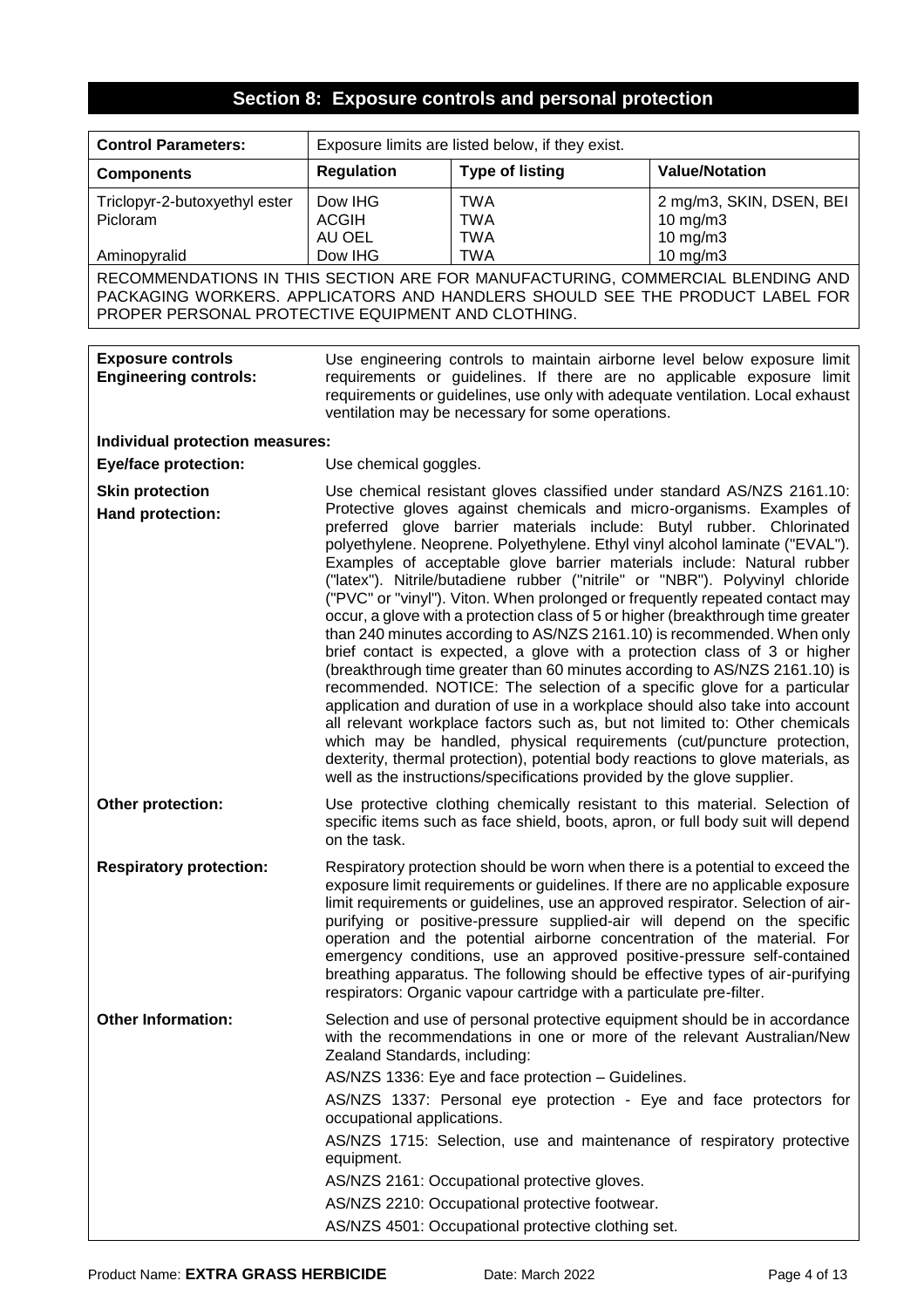## Section 8: Exposure controls and personal protection

| **Control Parameters:** | Exposure limits are listed below, if they exist. | | |
|---|---|---|---|
| **Components** | **Regulation** | **Type of listing** | **Value/Notation** |
| Triclopyr-2-butoxyethyl ester | Dow IHG | TWA | 2 mg/m3, SKIN, DSEN, BEI |
| Picloram | ACGIH | TWA | 10 mg/m3 |
| | AU OEL | TWA | 10 mg/m3 |
| Aminopyralid | Dow IHG | TWA | 10 mg/m3 |

RECOMMENDATIONS IN THIS SECTION ARE FOR MANUFACTURING, COMMERCIAL BLENDING AND PACKAGING WORKERS. APPLICATORS AND HANDLERS SHOULD SEE THE PRODUCT LABEL FOR PROPER PERSONAL PROTECTIVE EQUIPMENT AND CLOTHING.

**Exposure controls**
**Engineering controls:** Use engineering controls to maintain airborne level below exposure limit requirements or guidelines. If there are no applicable exposure limit requirements or guidelines, use only with adequate ventilation. Local exhaust ventilation may be necessary for some operations.

**Individual protection measures:**

**Eye/face protection:** Use chemical goggles.

**Skin protection**
**Hand protection:** Use chemical resistant gloves classified under standard AS/NZS 2161.10: Protective gloves against chemicals and micro-organisms. Examples of preferred glove barrier materials include: Butyl rubber. Chlorinated polyethylene. Neoprene. Polyethylene. Ethyl vinyl alcohol laminate ("EVAL"). Examples of acceptable glove barrier materials include: Natural rubber ("latex"). Nitrile/butadiene rubber ("nitrile" or "NBR"). Polyvinyl chloride ("PVC" or "vinyl"). Viton. When prolonged or frequently repeated contact may occur, a glove with a protection class of 5 or higher (breakthrough time greater than 240 minutes according to AS/NZS 2161.10) is recommended. When only brief contact is expected, a glove with a protection class of 3 or higher (breakthrough time greater than 60 minutes according to AS/NZS 2161.10) is recommended. NOTICE: The selection of a specific glove for a particular application and duration of use in a workplace should also take into account all relevant workplace factors such as, but not limited to: Other chemicals which may be handled, physical requirements (cut/puncture protection, dexterity, thermal protection), potential body reactions to glove materials, as well as the instructions/specifications provided by the glove supplier.

**Other protection:** Use protective clothing chemically resistant to this material. Selection of specific items such as face shield, boots, apron, or full body suit will depend on the task.

**Respiratory protection:** Respiratory protection should be worn when there is a potential to exceed the exposure limit requirements or guidelines. If there are no applicable exposure limit requirements or guidelines, use an approved respirator. Selection of air-purifying or positive-pressure supplied-air will depend on the specific operation and the potential airborne concentration of the material. For emergency conditions, use an approved positive-pressure self-contained breathing apparatus. The following should be effective types of air-purifying respirators: Organic vapour cartridge with a particulate pre-filter.

**Other Information:** Selection and use of personal protective equipment should be in accordance with the recommendations in one or more of the relevant Australian/New Zealand Standards, including:

AS/NZS 1336: Eye and face protection – Guidelines.

AS/NZS 1337: Personal eye protection - Eye and face protectors for occupational applications.

AS/NZS 1715: Selection, use and maintenance of respiratory protective equipment.

AS/NZS 2161: Occupational protective gloves.

AS/NZS 2210: Occupational protective footwear.

AS/NZS 4501: Occupational protective clothing set.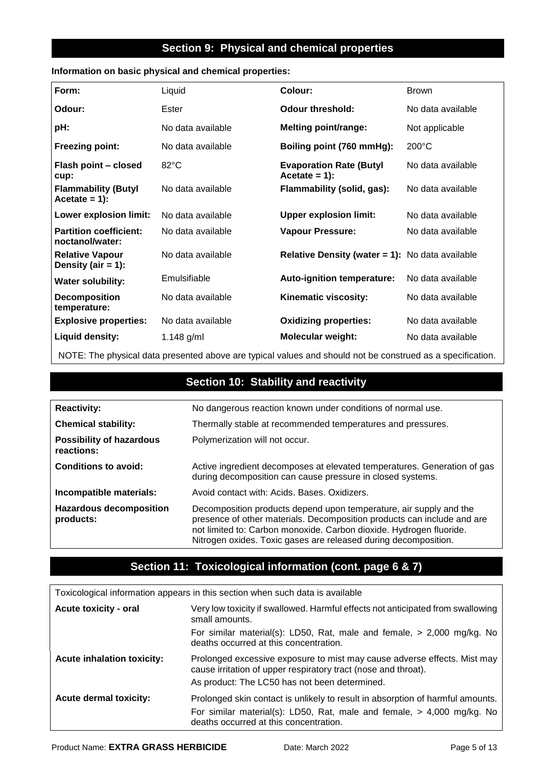## Section 9: Physical and chemical properties

**Information on basic physical and chemical properties:**

| | | | |
|---|---|---|---|
| **Form:** | Liquid | **Colour:** | Brown |
| **Odour:** | Ester | **Odour threshold:** | No data available |
| **pH:** | No data available | **Melting point/range:** | Not applicable |
| **Freezing point:** | No data available | **Boiling point (760 mmHg):** | 200°C |
| **Flash point – closed cup:** | 82°C | **Evaporation Rate (Butyl Acetate = 1):** | No data available |
| **Flammability (Butyl Acetate = 1):** | No data available | **Flammability (solid, gas):** | No data available |
| **Lower explosion limit:** | No data available | **Upper explosion limit:** | No data available |
| **Partition coefficient: noctanol/water:** | No data available | **Vapour Pressure:** | No data available |
| **Relative Vapour Density (air = 1):** | No data available | **Relative Density (water = 1):** | No data available |
| **Water solubility:** | Emulsifiable | **Auto-ignition temperature:** | No data available |
| **Decomposition temperature:** | No data available | **Kinematic viscosity:** | No data available |
| **Explosive properties:** | No data available | **Oxidizing properties:** | No data available |
| **Liquid density:** | 1.148 g/ml | **Molecular weight:** | No data available |

NOTE: The physical data presented above are typical values and should not be construed as a specification.

## Section 10: Stability and reactivity

| | |
|---|---|
| **Reactivity:** | No dangerous reaction known under conditions of normal use. |
| **Chemical stability:** | Thermally stable at recommended temperatures and pressures. |
| **Possibility of hazardous reactions:** | Polymerization will not occur. |
| **Conditions to avoid:** | Active ingredient decomposes at elevated temperatures. Generation of gas during decomposition can cause pressure in closed systems. |
| **Incompatible materials:** | Avoid contact with: Acids. Bases. Oxidizers. |
| **Hazardous decomposition products:** | Decomposition products depend upon temperature, air supply and the presence of other materials. Decomposition products can include and are not limited to: Carbon monoxide. Carbon dioxide. Hydrogen fluoride. Nitrogen oxides. Toxic gases are released during decomposition. |

## Section 11: Toxicological information (cont. page 6 & 7)

Toxicological information appears in this section when such data is available

| | |
|---|---|
| **Acute toxicity - oral** | Very low toxicity if swallowed. Harmful effects not anticipated from swallowing small amounts.<br>For similar material(s): LD50, Rat, male and female, > 2,000 mg/kg. No deaths occurred at this concentration. |
| **Acute inhalation toxicity:** | Prolonged excessive exposure to mist may cause adverse effects. Mist may cause irritation of upper respiratory tract (nose and throat).<br>As product: The LC50 has not been determined. |
| **Acute dermal toxicity:** | Prolonged skin contact is unlikely to result in absorption of harmful amounts.<br>For similar material(s): LD50, Rat, male and female, > 4,000 mg/kg. No deaths occurred at this concentration. |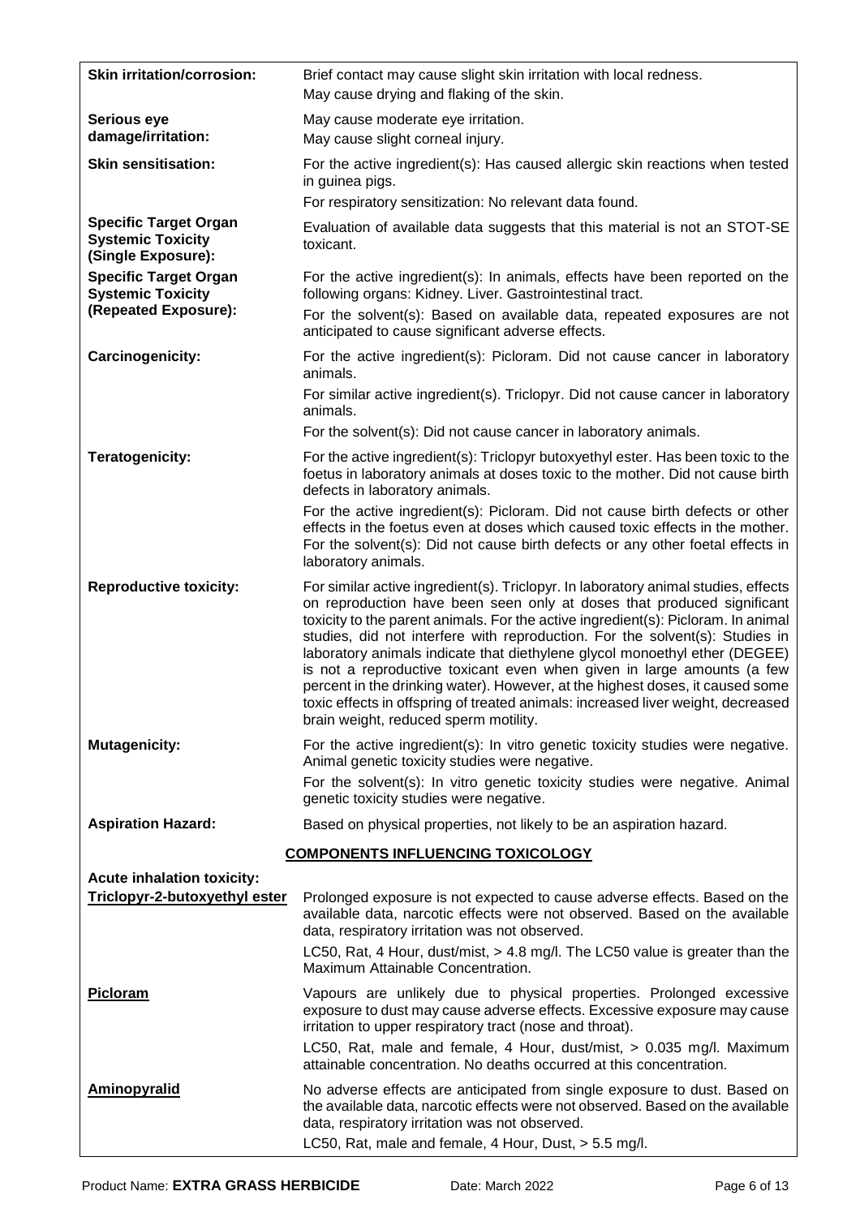| | |
|---|---|
| **Skin irritation/corrosion:** | Brief contact may cause slight skin irritation with local redness.<br>May cause drying and flaking of the skin. |
| **Serious eye damage/irritation:** | May cause moderate eye irritation.<br>May cause slight corneal injury. |
| **Skin sensitisation:** | For the active ingredient(s): Has caused allergic skin reactions when tested in guinea pigs.<br>For respiratory sensitization: No relevant data found. |
| **Specific Target Organ Systemic Toxicity (Single Exposure):** | Evaluation of available data suggests that this material is not an STOT-SE toxicant. |
| **Specific Target Organ Systemic Toxicity (Repeated Exposure):** | For the active ingredient(s): In animals, effects have been reported on the following organs: Kidney. Liver. Gastrointestinal tract.<br>For the solvent(s): Based on available data, repeated exposures are not anticipated to cause significant adverse effects. |
| **Carcinogenicity:** | For the active ingredient(s): Picloram. Did not cause cancer in laboratory animals.<br>For similar active ingredient(s). Triclopyr. Did not cause cancer in laboratory animals.<br>For the solvent(s): Did not cause cancer in laboratory animals. |
| **Teratogenicity:** | For the active ingredient(s): Triclopyr butoxyethyl ester. Has been toxic to the foetus in laboratory animals at doses toxic to the mother. Did not cause birth defects in laboratory animals.<br>For the active ingredient(s): Picloram. Did not cause birth defects or other effects in the foetus even at doses which caused toxic effects in the mother. For the solvent(s): Did not cause birth defects or any other foetal effects in laboratory animals. |
| **Reproductive toxicity:** | For similar active ingredient(s). Triclopyr. In laboratory animal studies, effects on reproduction have been seen only at doses that produced significant toxicity to the parent animals. For the active ingredient(s): Picloram. In animal studies, did not interfere with reproduction. For the solvent(s): Studies in laboratory animals indicate that diethylene glycol monoethyl ether (DEGEE) is not a reproductive toxicant even when given in large amounts (a few percent in the drinking water). However, at the highest doses, it caused some toxic effects in offspring of treated animals: increased liver weight, decreased brain weight, reduced sperm motility. |
| **Mutagenicity:** | For the active ingredient(s): In vitro genetic toxicity studies were negative. Animal genetic toxicity studies were negative.<br>For the solvent(s): In vitro genetic toxicity studies were negative. Animal genetic toxicity studies were negative. |
| **Aspiration Hazard:** | Based on physical properties, not likely to be an aspiration hazard. |

**COMPONENTS INFLUENCING TOXICOLOGY**

| | |
|---|---|
| **Acute inhalation toxicity:** | |
| **Triclopyr-2-butoxyethyl ester** | Prolonged exposure is not expected to cause adverse effects. Based on the available data, narcotic effects were not observed. Based on the available data, respiratory irritation was not observed.<br>LC50, Rat, 4 Hour, dust/mist, > 4.8 mg/l. The LC50 value is greater than the Maximum Attainable Concentration. |
| **Picloram** | Vapours are unlikely due to physical properties. Prolonged excessive exposure to dust may cause adverse effects. Excessive exposure may cause irritation to upper respiratory tract (nose and throat).<br>LC50, Rat, male and female, 4 Hour, dust/mist, > 0.035 mg/l. Maximum attainable concentration. No deaths occurred at this concentration. |
| **Aminopyralid** | No adverse effects are anticipated from single exposure to dust. Based on the available data, narcotic effects were not observed. Based on the available data, respiratory irritation was not observed.<br>LC50, Rat, male and female, 4 Hour, Dust, > 5.5 mg/l. |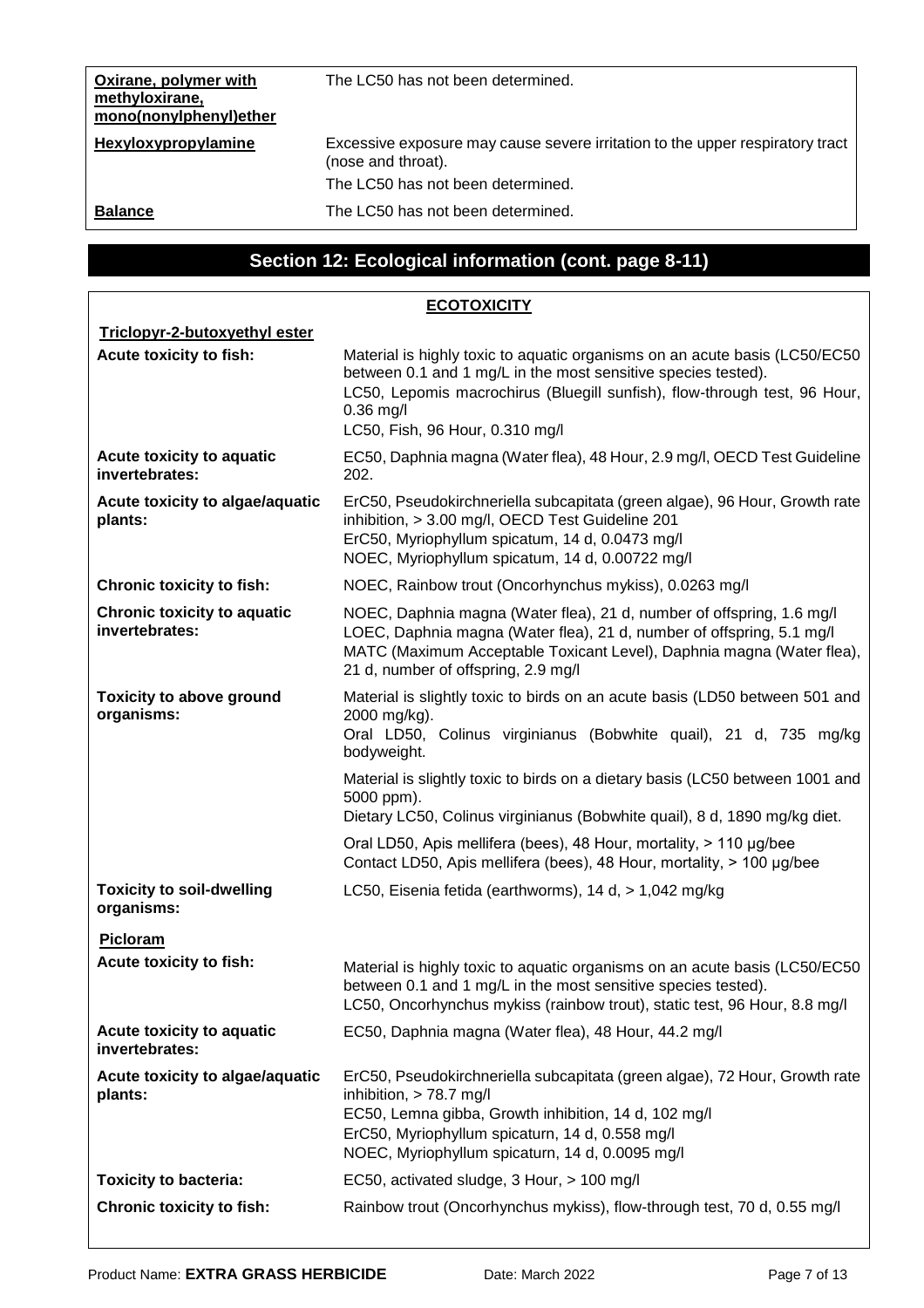| | |
|---|---|
| **Oxirane, polymer with methyloxirane, mono(nonylphenyl)ether** | The LC50 has not been determined. |
| **Hexyloxypropylamine** | Excessive exposure may cause severe irritation to the upper respiratory tract (nose and throat).<br>The LC50 has not been determined. |
| **Balance** | The LC50 has not been determined. |

## Section 12: Ecological information (cont. page 8-11)

**ECOTOXICITY**

**Triclopyr-2-butoxyethyl ester**

| | |
|---|---|
| **Acute toxicity to fish:** | Material is highly toxic to aquatic organisms on an acute basis (LC50/EC50 between 0.1 and 1 mg/L in the most sensitive species tested).<br>LC50, Lepomis macrochirus (Bluegill sunfish), flow-through test, 96 Hour, 0.36 mg/l<br>LC50, Fish, 96 Hour, 0.310 mg/l |
| **Acute toxicity to aquatic invertebrates:** | EC50, Daphnia magna (Water flea), 48 Hour, 2.9 mg/l, OECD Test Guideline 202. |
| **Acute toxicity to algae/aquatic plants:** | ErC50, Pseudokirchneriella subcapitata (green algae), 96 Hour, Growth rate inhibition, > 3.00 mg/l, OECD Test Guideline 201<br>ErC50, Myriophyllum spicatum, 14 d, 0.0473 mg/l<br>NOEC, Myriophyllum spicatum, 14 d, 0.00722 mg/l |
| **Chronic toxicity to fish:** | NOEC, Rainbow trout (Oncorhynchus mykiss), 0.0263 mg/l |
| **Chronic toxicity to aquatic invertebrates:** | NOEC, Daphnia magna (Water flea), 21 d, number of offspring, 1.6 mg/l<br>LOEC, Daphnia magna (Water flea), 21 d, number of offspring, 5.1 mg/l<br>MATC (Maximum Acceptable Toxicant Level), Daphnia magna (Water flea), 21 d, number of offspring, 2.9 mg/l |
| **Toxicity to above ground organisms:** | Material is slightly toxic to birds on an acute basis (LD50 between 501 and 2000 mg/kg).<br>Oral LD50, Colinus virginianus (Bobwhite quail), 21 d, 735 mg/kg bodyweight.<br><br>Material is slightly toxic to birds on a dietary basis (LC50 between 1001 and 5000 ppm).<br>Dietary LC50, Colinus virginianus (Bobwhite quail), 8 d, 1890 mg/kg diet.<br><br>Oral LD50, Apis mellifera (bees), 48 Hour, mortality, > 110 µg/bee<br>Contact LD50, Apis mellifera (bees), 48 Hour, mortality, > 100 µg/bee |
| **Toxicity to soil-dwelling organisms:** | LC50, Eisenia fetida (earthworms), 14 d, > 1,042 mg/kg |

**Picloram**

| | |
|---|---|
| **Acute toxicity to fish:** | Material is highly toxic to aquatic organisms on an acute basis (LC50/EC50 between 0.1 and 1 mg/L in the most sensitive species tested).<br>LC50, Oncorhynchus mykiss (rainbow trout), static test, 96 Hour, 8.8 mg/l |
| **Acute toxicity to aquatic invertebrates:** | EC50, Daphnia magna (Water flea), 48 Hour, 44.2 mg/l |
| **Acute toxicity to algae/aquatic plants:** | ErC50, Pseudokirchneriella subcapitata (green algae), 72 Hour, Growth rate inhibition, > 78.7 mg/l<br>EC50, Lemna gibba, Growth inhibition, 14 d, 102 mg/l<br>ErC50, Myriophyllum spicaturn, 14 d, 0.558 mg/l<br>NOEC, Myriophyllum spicaturn, 14 d, 0.0095 mg/l |
| **Toxicity to bacteria:** | EC50, activated sludge, 3 Hour, > 100 mg/l |
| **Chronic toxicity to fish:** | Rainbow trout (Oncorhynchus mykiss), flow-through test, 70 d, 0.55 mg/l |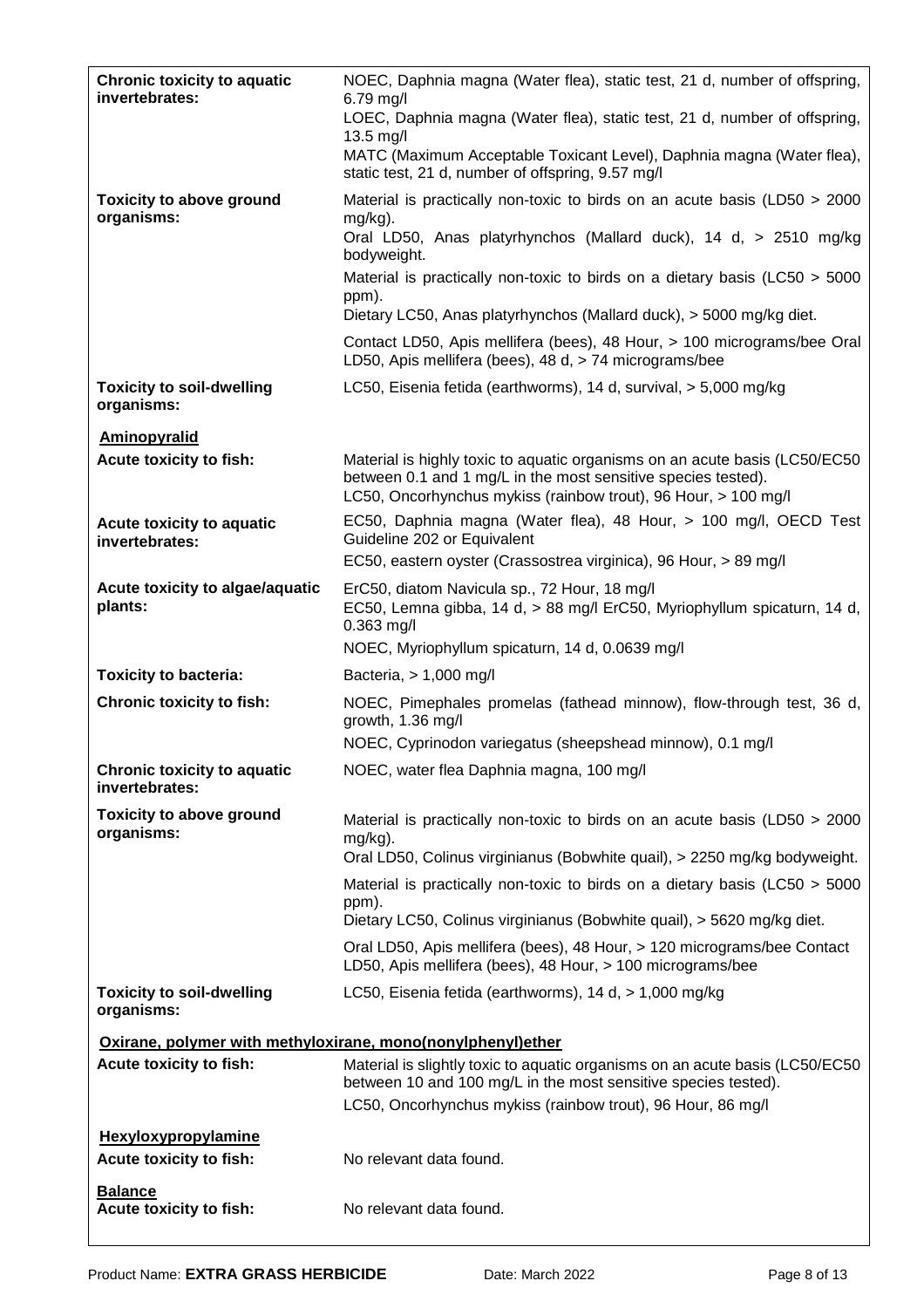| | |
|---|---|
| **Chronic toxicity to aquatic invertebrates:** | NOEC, Daphnia magna (Water flea), static test, 21 d, number of offspring, 6.79 mg/l<br>LOEC, Daphnia magna (Water flea), static test, 21 d, number of offspring, 13.5 mg/l<br>MATC (Maximum Acceptable Toxicant Level), Daphnia magna (Water flea), static test, 21 d, number of offspring, 9.57 mg/l |
| **Toxicity to above ground organisms:** | Material is practically non-toxic to birds on an acute basis (LD50 > 2000 mg/kg).<br>Oral LD50, Anas platyrhynchos (Mallard duck), 14 d, > 2510 mg/kg bodyweight.<br>Material is practically non-toxic to birds on a dietary basis (LC50 > 5000 ppm).<br>Dietary LC50, Anas platyrhynchos (Mallard duck), > 5000 mg/kg diet.<br>Contact LD50, Apis mellifera (bees), 48 Hour, > 100 micrograms/bee Oral LD50, Apis mellifera (bees), 48 d, > 74 micrograms/bee |
| **Toxicity to soil-dwelling organisms:** | LC50, Eisenia fetida (earthworms), 14 d, survival, > 5,000 mg/kg |
| **Aminopyralid** | |
| **Acute toxicity to fish:** | Material is highly toxic to aquatic organisms on an acute basis (LC50/EC50 between 0.1 and 1 mg/L in the most sensitive species tested).<br>LC50, Oncorhynchus mykiss (rainbow trout), 96 Hour, > 100 mg/l |
| **Acute toxicity to aquatic invertebrates:** | EC50, Daphnia magna (Water flea), 48 Hour, > 100 mg/l, OECD Test Guideline 202 or Equivalent<br>EC50, eastern oyster (Crassostrea virginica), 96 Hour, > 89 mg/l |
| **Acute toxicity to algae/aquatic plants:** | ErC50, diatom Navicula sp., 72 Hour, 18 mg/l<br>EC50, Lemna gibba, 14 d, > 88 mg/l ErC50, Myriophyllum spicaturn, 14 d, 0.363 mg/l<br>NOEC, Myriophyllum spicaturn, 14 d, 0.0639 mg/l |
| **Toxicity to bacteria:** | Bacteria, > 1,000 mg/l |
| **Chronic toxicity to fish:** | NOEC, Pimephales promelas (fathead minnow), flow-through test, 36 d, growth, 1.36 mg/l<br>NOEC, Cyprinodon variegatus (sheepshead minnow), 0.1 mg/l |
| **Chronic toxicity to aquatic invertebrates:** | NOEC, water flea Daphnia magna, 100 mg/l |
| **Toxicity to above ground organisms:** | Material is practically non-toxic to birds on an acute basis (LD50 > 2000 mg/kg).<br>Oral LD50, Colinus virginianus (Bobwhite quail), > 2250 mg/kg bodyweight.<br>Material is practically non-toxic to birds on a dietary basis (LC50 > 5000 ppm).<br>Dietary LC50, Colinus virginianus (Bobwhite quail), > 5620 mg/kg diet.<br>Oral LD50, Apis mellifera (bees), 48 Hour, > 120 micrograms/bee Contact LD50, Apis mellifera (bees), 48 Hour, > 100 micrograms/bee |
| **Toxicity to soil-dwelling organisms:** | LC50, Eisenia fetida (earthworms), 14 d, > 1,000 mg/kg |
| **Oxirane, polymer with methyloxirane, mono(nonylphenyl)ether** | |
| **Acute toxicity to fish:** | Material is slightly toxic to aquatic organisms on an acute basis (LC50/EC50 between 10 and 100 mg/L in the most sensitive species tested).<br>LC50, Oncorhynchus mykiss (rainbow trout), 96 Hour, 86 mg/l |
| **Hexyloxypropylamine** | |
| **Acute toxicity to fish:** | No relevant data found. |
| **Balance** | |
| **Acute toxicity to fish:** | No relevant data found. |

Product Name: **EXTRA GRASS HERBICIDE** Date: March 2022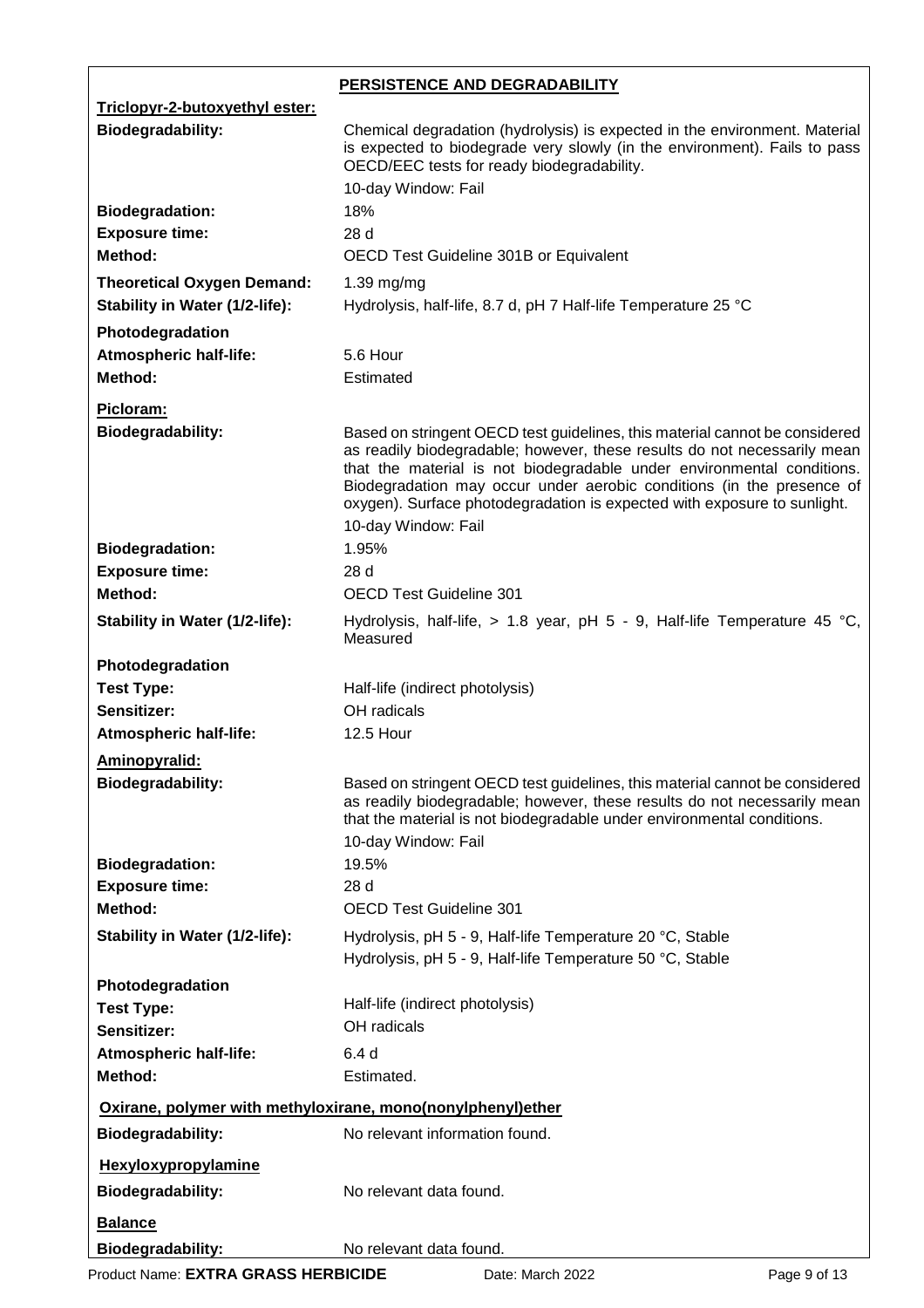## PERSISTENCE AND DEGRADABILITY

**Triclopyr-2-butoxyethyl ester:**

| | |
|---|---|
| **Biodegradability:** | Chemical degradation (hydrolysis) is expected in the environment. Material is expected to biodegrade very slowly (in the environment). Fails to pass OECD/EEC tests for ready biodegradability. <br> 10-day Window: Fail |
| **Biodegradation:** | 18% |
| **Exposure time:** | 28 d |
| **Method:** | OECD Test Guideline 301B or Equivalent |
| **Theoretical Oxygen Demand:** | 1.39 mg/mg |
| **Stability in Water (1/2-life):** | Hydrolysis, half-life, 8.7 d, pH 7 Half-life Temperature 25 °C |
| **Photodegradation** | |
| **Atmospheric half-life:** | 5.6 Hour |
| **Method:** | Estimated |

**Picloram:**

| | |
|---|---|
| **Biodegradability:** | Based on stringent OECD test guidelines, this material cannot be considered as readily biodegradable; however, these results do not necessarily mean that the material is not biodegradable under environmental conditions. Biodegradation may occur under aerobic conditions (in the presence of oxygen). Surface photodegradation is expected with exposure to sunlight. <br> 10-day Window: Fail |
| **Biodegradation:** | 1.95% |
| **Exposure time:** | 28 d |
| **Method:** | OECD Test Guideline 301 |
| **Stability in Water (1/2-life):** | Hydrolysis, half-life, > 1.8 year, pH 5 - 9, Half-life Temperature 45 °C, Measured |
| **Photodegradation** | |
| **Test Type:** | Half-life (indirect photolysis) |
| **Sensitizer:** | OH radicals |
| **Atmospheric half-life:** | 12.5 Hour |

**Aminopyralid:**

| | |
|---|---|
| **Biodegradability:** | Based on stringent OECD test guidelines, this material cannot be considered as readily biodegradable; however, these results do not necessarily mean that the material is not biodegradable under environmental conditions. <br> 10-day Window: Fail |
| **Biodegradation:** | 19.5% |
| **Exposure time:** | 28 d |
| **Method:** | OECD Test Guideline 301 |
| **Stability in Water (1/2-life):** | Hydrolysis, pH 5 - 9, Half-life Temperature 20 °C, Stable <br> Hydrolysis, pH 5 - 9, Half-life Temperature 50 °C, Stable |
| **Photodegradation** | |
| **Test Type:** | Half-life (indirect photolysis) |
| **Sensitizer:** | OH radicals |
| **Atmospheric half-life:** | 6.4 d |
| **Method:** | Estimated. |

**Oxirane, polymer with methyloxirane, mono(nonylphenyl)ether**

| | |
|---|---|
| **Biodegradability:** | No relevant information found. |

**Hexyloxypropylamine**

| | |
|---|---|
| **Biodegradability:** | No relevant data found. |

**Balance**

| | |
|---|---|
| **Biodegradability:** | No relevant data found. |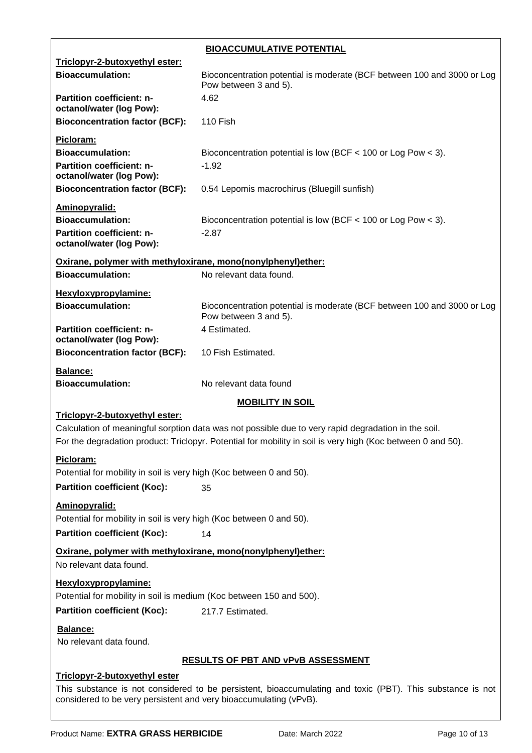## BIOACCUMULATIVE POTENTIAL

**Triclopyr-2-butoxyethyl ester:**

| | |
|---|---|
| **Bioaccumulation:** | Bioconcentration potential is moderate (BCF between 100 and 3000 or Log Pow between 3 and 5). |
| **Partition coefficient: n-octanol/water (log Pow):** | 4.62 |
| **Bioconcentration factor (BCF):** | 110 Fish |

**Picloram:**

| | |
|---|---|
| **Bioaccumulation:** | Bioconcentration potential is low (BCF < 100 or Log Pow < 3). |
| **Partition coefficient: n-octanol/water (log Pow):** | -1.92 |
| **Bioconcentration factor (BCF):** | 0.54 Lepomis macrochirus (Bluegill sunfish) |

**Aminopyralid:**

| | |
|---|---|
| **Bioaccumulation:** | Bioconcentration potential is low (BCF < 100 or Log Pow < 3). |
| **Partition coefficient: n-octanol/water (log Pow):** | -2.87 |

**Oxirane, polymer with methyloxirane, mono(nonylphenyl)ether:**

| | |
|---|---|
| **Bioaccumulation:** | No relevant data found. |

**Hexyloxypropylamine:**

| | |
|---|---|
| **Bioaccumulation:** | Bioconcentration potential is moderate (BCF between 100 and 3000 or Log Pow between 3 and 5). |
| **Partition coefficient: n-octanol/water (log Pow):** | 4 Estimated. |
| **Bioconcentration factor (BCF):** | 10 Fish Estimated. |

**Balance:**

| | |
|---|---|
| **Bioaccumulation:** | No relevant data found |

## MOBILITY IN SOIL

**Triclopyr-2-butoxyethyl ester:**

Calculation of meaningful sorption data was not possible due to very rapid degradation in the soil.

For the degradation product: Triclopyr. Potential for mobility in soil is very high (Koc between 0 and 50).

**Picloram:**

Potential for mobility in soil is very high (Koc between 0 and 50).

**Partition coefficient (Koc):** 35

**Aminopyralid:**

Potential for mobility in soil is very high (Koc between 0 and 50).

**Partition coefficient (Koc):** 14

**Oxirane, polymer with methyloxirane, mono(nonylphenyl)ether:**

No relevant data found.

**Hexyloxypropylamine:**

Potential for mobility in soil is medium (Koc between 150 and 500).

**Partition coefficient (Koc):** 217.7 Estimated.

**Balance:**

No relevant data found.

## RESULTS OF PBT AND vPvB ASSESSMENT

**Triclopyr-2-butoxyethyl ester**

This substance is not considered to be persistent, bioaccumulating and toxic (PBT). This substance is not considered to be very persistent and very bioaccumulating (vPvB).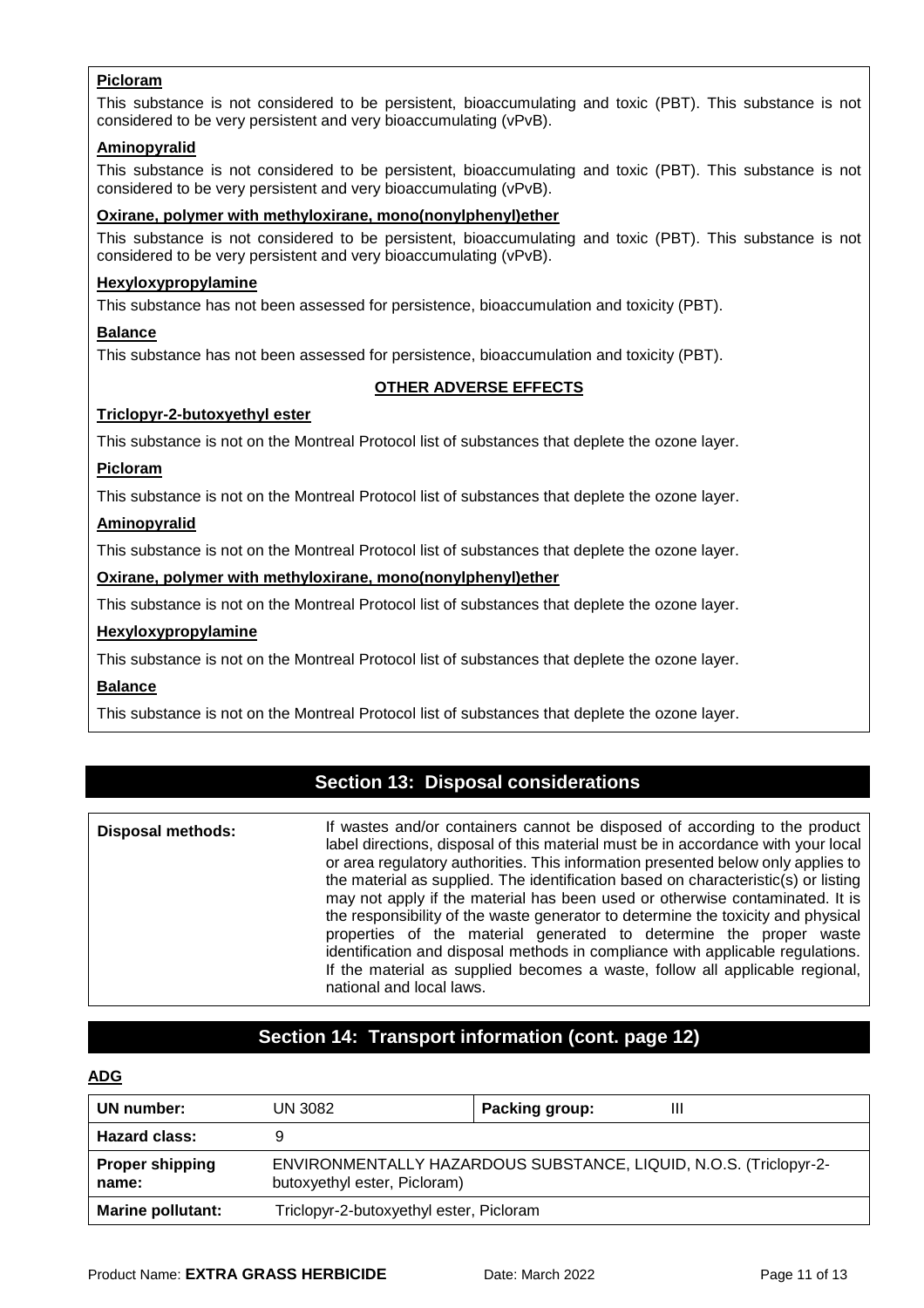**Picloram**

This substance is not considered to be persistent, bioaccumulating and toxic (PBT). This substance is not considered to be very persistent and very bioaccumulating (vPvB).

**Aminopyralid**

This substance is not considered to be persistent, bioaccumulating and toxic (PBT). This substance is not considered to be very persistent and very bioaccumulating (vPvB).

**Oxirane, polymer with methyloxirane, mono(nonylphenyl)ether**

This substance is not considered to be persistent, bioaccumulating and toxic (PBT). This substance is not considered to be very persistent and very bioaccumulating (vPvB).

**Hexyloxypropylamine**

This substance has not been assessed for persistence, bioaccumulation and toxicity (PBT).

**Balance**

This substance has not been assessed for persistence, bioaccumulation and toxicity (PBT).

**OTHER ADVERSE EFFECTS**

**Triclopyr-2-butoxyethyl ester**

This substance is not on the Montreal Protocol list of substances that deplete the ozone layer.

**Picloram**

This substance is not on the Montreal Protocol list of substances that deplete the ozone layer.

**Aminopyralid**

This substance is not on the Montreal Protocol list of substances that deplete the ozone layer.

**Oxirane, polymer with methyloxirane, mono(nonylphenyl)ether**

This substance is not on the Montreal Protocol list of substances that deplete the ozone layer.

**Hexyloxypropylamine**

This substance is not on the Montreal Protocol list of substances that deplete the ozone layer.

**Balance**

This substance is not on the Montreal Protocol list of substances that deplete the ozone layer.

## Section 13: Disposal considerations

| | |
|---|---|
| **Disposal methods:** | If wastes and/or containers cannot be disposed of according to the product label directions, disposal of this material must be in accordance with your local or area regulatory authorities. This information presented below only applies to the material as supplied. The identification based on characteristic(s) or listing may not apply if the material has been used or otherwise contaminated. It is the responsibility of the waste generator to determine the toxicity and physical properties of the material generated to determine the proper waste identification and disposal methods in compliance with applicable regulations. If the material as supplied becomes a waste, follow all applicable regional, national and local laws. |

## Section 14: Transport information (cont. page 12)

**ADG**

| | | | |
|---|---|---|---|
| **UN number:** | UN 3082 | **Packing group:** | III |
| **Hazard class:** | 9 | | |
| **Proper shipping name:** | ENVIRONMENTALLY HAZARDOUS SUBSTANCE, LIQUID, N.O.S. (Triclopyr-2-butoxyethyl ester, Picloram) | | |
| **Marine pollutant:** | Triclopyr-2-butoxyethyl ester, Picloram | | |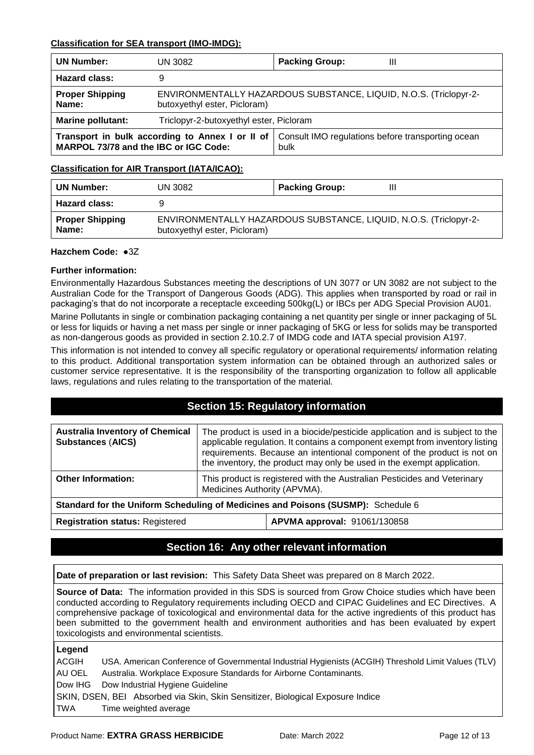**Classification for SEA transport (IMO-IMDG):**

| UN Number: | UN 3082 | Packing Group: | III |
|---|---|---|---|
| **Hazard class:** | 9 | | |
| **Proper Shipping Name:** | ENVIRONMENTALLY HAZARDOUS SUBSTANCE, LIQUID, N.O.S. (Triclopyr-2-butoxyethyl ester, Picloram) | | |
| **Marine pollutant:** | Triclopyr-2-butoxyethyl ester, Picloram | | |
| **Transport in bulk according to Annex I or II of MARPOL 73/78 and the IBC or IGC Code:** | | Consult IMO regulations before transporting ocean bulk | |

**Classification for AIR Transport (IATA/ICAO):**

| UN Number: | UN 3082 | Packing Group: | III |
|---|---|---|---|
| **Hazard class:** | 9 | | |
| **Proper Shipping Name:** | ENVIRONMENTALLY HAZARDOUS SUBSTANCE, LIQUID, N.O.S. (Triclopyr-2-butoxyethyl ester, Picloram) | | |

**Hazchem Code:** ●3Z

**Further information:**

Environmentally Hazardous Substances meeting the descriptions of UN 3077 or UN 3082 are not subject to the Australian Code for the Transport of Dangerous Goods (ADG). This applies when transported by road or rail in packaging's that do not incorporate a receptacle exceeding 500kg(L) or IBCs per ADG Special Provision AU01.

Marine Pollutants in single or combination packaging containing a net quantity per single or inner packaging of 5L or less for liquids or having a net mass per single or inner packaging of 5KG or less for solids may be transported as non-dangerous goods as provided in section 2.10.2.7 of IMDG code and IATA special provision A197.

This information is not intended to convey all specific regulatory or operational requirements/ information relating to this product. Additional transportation system information can be obtained through an authorized sales or customer service representative. It is the responsibility of the transporting organization to follow all applicable laws, regulations and rules relating to the transportation of the material.

## Section 15: Regulatory information

| **Australia Inventory of Chemical Substances (AICS)** | The product is used in a biocide/pesticide application and is subject to the applicable regulation. It contains a component exempt from inventory listing requirements. Because an intentional component of the product is not on the inventory, the product may only be used in the exempt application. |
|---|---|
| **Other Information:** | This product is registered with the Australian Pesticides and Veterinary Medicines Authority (APVMA). |
| **Standard for the Uniform Scheduling of Medicines and Poisons (SUSMP):** Schedule 6 | |
| **Registration status:** Registered | **APVMA approval:** 91061/130858 |

## Section 16: Any other relevant information

**Date of preparation or last revision:** This Safety Data Sheet was prepared on 8 March 2022.

**Source of Data:** The information provided in this SDS is sourced from Grow Choice studies which have been conducted according to Regulatory requirements including OECD and CIPAC Guidelines and EC Directives. A comprehensive package of toxicological and environmental data for the active ingredients of this product has been submitted to the government health and environment authorities and has been evaluated by expert toxicologists and environmental scientists.

**Legend**

| | |
|---|---|
| ACGIH | USA. American Conference of Governmental Industrial Hygienists (ACGIH) Threshold Limit Values (TLV) |
| AU OEL | Australia. Workplace Exposure Standards for Airborne Contaminants. |
| Dow IHG | Dow Industrial Hygiene Guideline |
| SKIN, DSEN, BEI | Absorbed via Skin, Skin Sensitizer, Biological Exposure Indice |
| TWA | Time weighted average |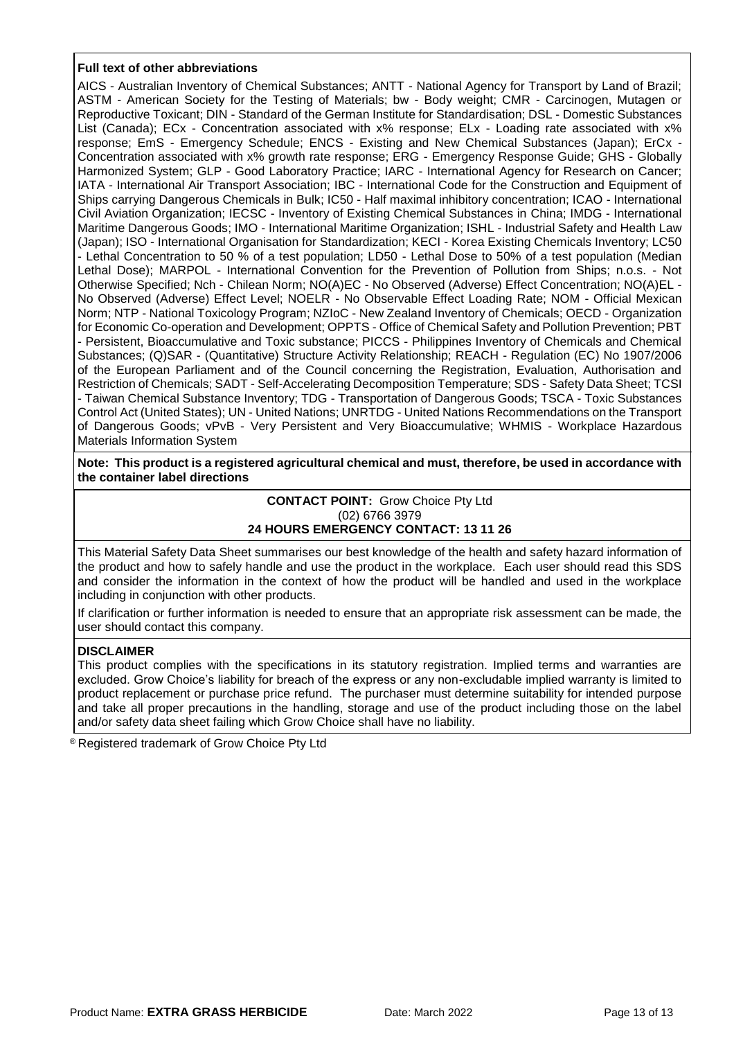**Full text of other abbreviations**

AICS - Australian Inventory of Chemical Substances; ANTT - National Agency for Transport by Land of Brazil; ASTM - American Society for the Testing of Materials; bw - Body weight; CMR - Carcinogen, Mutagen or Reproductive Toxicant; DIN - Standard of the German Institute for Standardisation; DSL - Domestic Substances List (Canada); ECx - Concentration associated with x% response; ELx - Loading rate associated with x% response; EmS - Emergency Schedule; ENCS - Existing and New Chemical Substances (Japan); ErCx - Concentration associated with x% growth rate response; ERG - Emergency Response Guide; GHS - Globally Harmonized System; GLP - Good Laboratory Practice; IARC - International Agency for Research on Cancer; IATA - International Air Transport Association; IBC - International Code for the Construction and Equipment of Ships carrying Dangerous Chemicals in Bulk; IC50 - Half maximal inhibitory concentration; ICAO - International Civil Aviation Organization; IECSC - Inventory of Existing Chemical Substances in China; IMDG - International Maritime Dangerous Goods; IMO - International Maritime Organization; ISHL - Industrial Safety and Health Law (Japan); ISO - International Organisation for Standardization; KECI - Korea Existing Chemicals Inventory; LC50 - Lethal Concentration to 50 % of a test population; LD50 - Lethal Dose to 50% of a test population (Median Lethal Dose); MARPOL - International Convention for the Prevention of Pollution from Ships; n.o.s. - Not Otherwise Specified; Nch - Chilean Norm; NO(A)EC - No Observed (Adverse) Effect Concentration; NO(A)EL - No Observed (Adverse) Effect Level; NOELR - No Observable Effect Loading Rate; NOM - Official Mexican Norm; NTP - National Toxicology Program; NZIoC - New Zealand Inventory of Chemicals; OECD - Organization for Economic Co-operation and Development; OPPTS - Office of Chemical Safety and Pollution Prevention; PBT - Persistent, Bioaccumulative and Toxic substance; PICCS - Philippines Inventory of Chemicals and Chemical Substances; (Q)SAR - (Quantitative) Structure Activity Relationship; REACH - Regulation (EC) No 1907/2006 of the European Parliament and of the Council concerning the Registration, Evaluation, Authorisation and Restriction of Chemicals; SADT - Self-Accelerating Decomposition Temperature; SDS - Safety Data Sheet; TCSI - Taiwan Chemical Substance Inventory; TDG - Transportation of Dangerous Goods; TSCA - Toxic Substances Control Act (United States); UN - United Nations; UNRTDG - United Nations Recommendations on the Transport of Dangerous Goods; vPvB - Very Persistent and Very Bioaccumulative; WHMIS - Workplace Hazardous Materials Information System

**Note: This product is a registered agricultural chemical and must, therefore, be used in accordance with the container label directions**

**CONTACT POINT:** Grow Choice Pty Ltd
(02) 6766 3979
**24 HOURS EMERGENCY CONTACT: 13 11 26**

This Material Safety Data Sheet summarises our best knowledge of the health and safety hazard information of the product and how to safely handle and use the product in the workplace. Each user should read this SDS and consider the information in the context of how the product will be handled and used in the workplace including in conjunction with other products.

If clarification or further information is needed to ensure that an appropriate risk assessment can be made, the user should contact this company.

**DISCLAIMER**

This product complies with the specifications in its statutory registration. Implied terms and warranties are excluded. Grow Choice's liability for breach of the express or any non-excludable implied warranty is limited to product replacement or purchase price refund. The purchaser must determine suitability for intended purpose and take all proper precautions in the handling, storage and use of the product including those on the label and/or safety data sheet failing which Grow Choice shall have no liability.

® Registered trademark of Grow Choice Pty Ltd